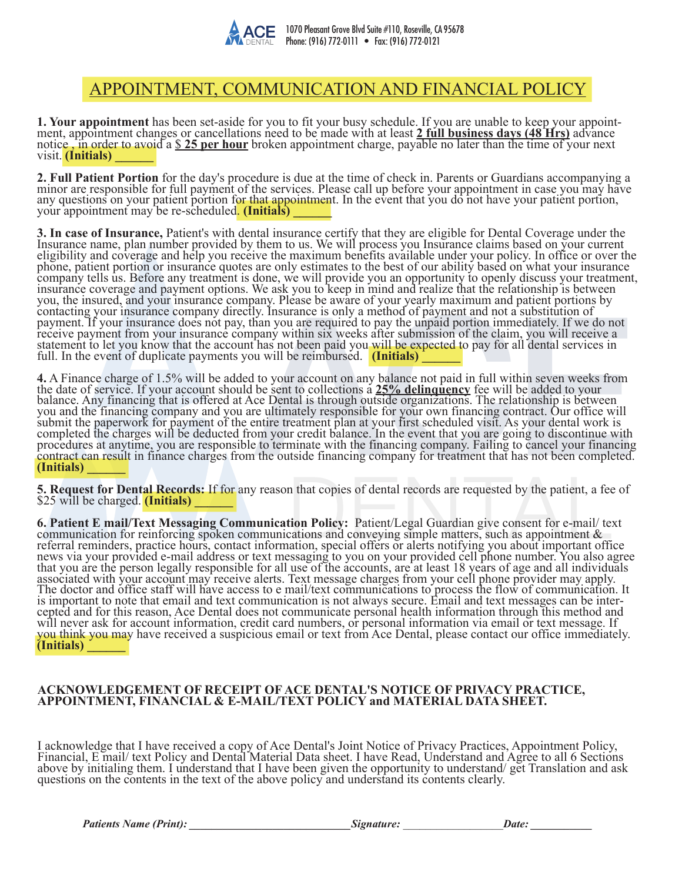ACE DENTAL

1070 Pleasant Grove Blvd Suite #110, Roseville, CA 95678
Phone: (916) 772-0111 • Fax: (916) 772-0121

# APPOINTMENT, COMMUNICATION AND FINANCIAL POLICY

**1. Your appointment** has been set-aside for you to fit your busy schedule. If you are unable to keep your appointment, appointment changes or cancellations need to be made with at least **2 full business days (48 Hrs)** advance notice , in order to avoid a $ **25 per hour** broken appointment charge, payable no later than the time of your next visit. **(Initials) ______**

**2. Full Patient Portion** for the day's procedure is due at the time of check in. Parents or Guardians accompanying a minor are responsible for full payment of the services. Please call up before your appointment in case you may have any questions on your patient portion for that appointment. In the event that you do not have your patient portion, your appointment may be re-scheduled. **(Initials) ______**

**3. In case of Insurance,** Patient's with dental insurance certify that they are eligible for Dental Coverage under the Insurance name, plan number provided by them to us. We will process you Insurance claims based on your current eligibility and coverage and help you receive the maximum benefits available under your policy. In office or over the phone, patient portion or insurance quotes are only estimates to the best of our ability based on what your insurance company tells us. Before any treatment is done, we will provide you an opportunity to openly discuss your treatment, insurance coverage and payment options. We ask you to keep in mind and realize that the relationship is between you, the insured, and your insurance company. Please be aware of your yearly maximum and patient portions by contacting your insurance company directly. Insurance is only a method of payment and not a substitution of payment. If your insurance does not pay, than you are required to pay the unpaid portion immediately. If we do not receive payment from your insurance company within six weeks after submission of the claim, you will receive a statement to let you know that the account has not been paid you will be expected to pay for all dental services in full. In the event of duplicate payments you will be reimbursed. **(Initials) ______**

**4.** A Finance charge of 1.5% will be added to your account on any balance not paid in full within seven weeks from the date of service. If your account should be sent to collections a **25% delinquency** fee will be added to your balance. Any financing that is offered at Ace Dental is through outside organizations. The relationship is between you and the financing company and you are ultimately responsible for your own financing contract. Our office will submit the paperwork for payment of the entire treatment plan at your first scheduled visit. As your dental work is completed the charges will be deducted from your credit balance. In the event that you are going to discontinue with procedures at anytime, you are responsible to terminate with the financing company. Failing to cancel your financing contract can result in finance charges from the outside financing company for treatment that has not been completed. **(Initials) ______**

**5. Request for Dental Records:** If for any reason that copies of dental records are requested by the patient, a fee of $25 will be charged. **(Initials) ______**

**6. Patient E mail/Text Messaging Communication Policy:** Patient/Legal Guardian give consent for e-mail/ text communication for reinforcing spoken communications and conveying simple matters, such as appointment & referral reminders, practice hours, contact information, special offers or alerts notifying you about important office news via your provided e-mail address or text messaging to you on your provided cell phone number. You also agree that you are the person legally responsible for all use of the accounts, are at least 18 years of age and all individuals associated with your account may receive alerts. Text message charges from your cell phone provider may apply. The doctor and office staff will have access to e mail/text communications to process the flow of communication. It is important to note that email and text communication is not always secure. Email and text messages can be intercepted and for this reason, Ace Dental does not communicate personal health information through this method and will never ask for account information, credit card numbers, or personal information via email or text message. If you think you may have received a suspicious email or text from Ace Dental, please contact our office immediately. **(Initials) ______**

**ACKNOWLEDGEMENT OF RECEIPT OF ACE DENTAL'S NOTICE OF PRIVACY PRACTICE, APPOINTMENT, FINANCIAL & E-MAIL/TEXT POLICY and MATERIAL DATA SHEET.**

I acknowledge that I have received a copy of Ace Dental's Joint Notice of Privacy Practices, Appointment Policy, Financial, E mail/ text Policy and Dental Material Data sheet. I have Read, Understand and Agree to all 6 Sections above by initialing them. I understand that I have been given the opportunity to understand/ get Translation and ask questions on the contents in the text of the above policy and understand its contents clearly.

***Patients Name (Print):*** ____________________________ ***Signature:*** __________________ ***Date:*** ___________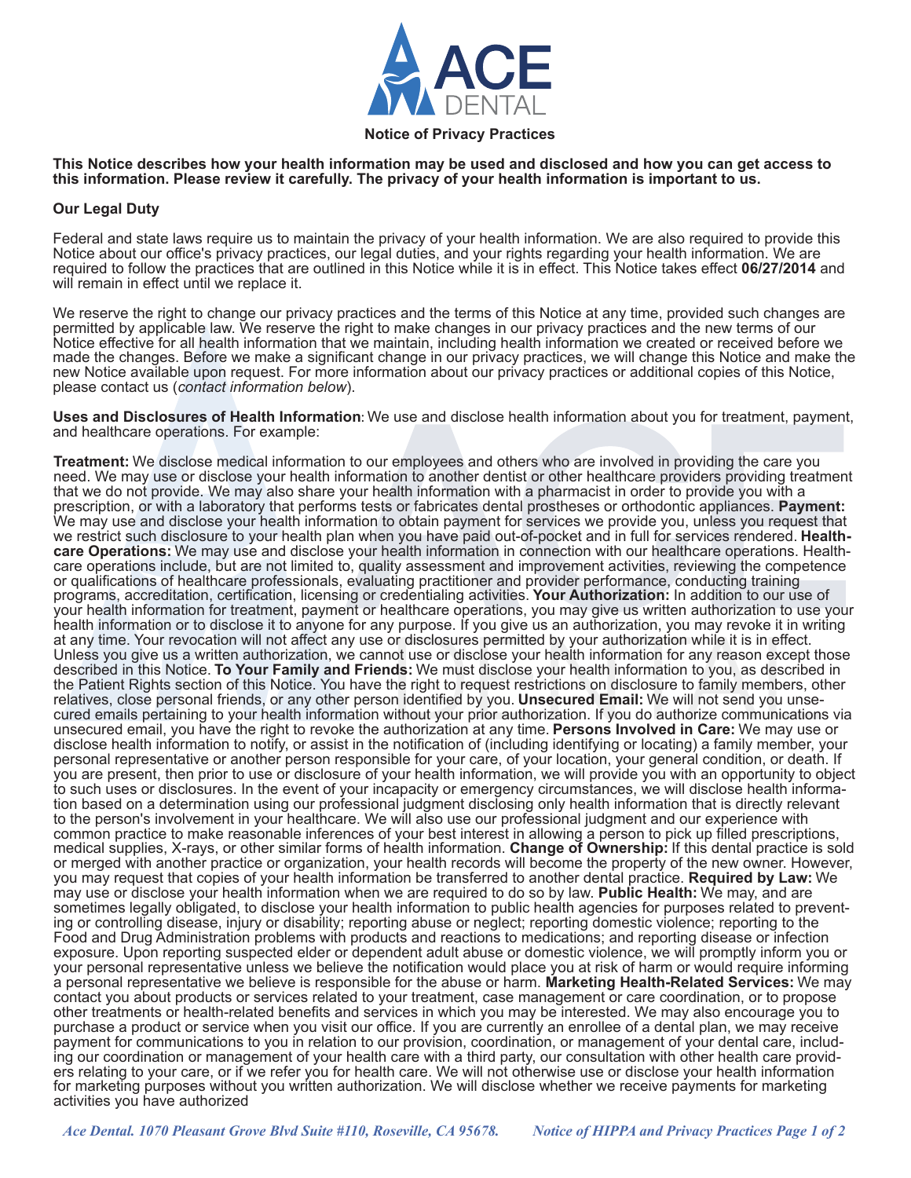**ACE DENTAL**

**Notice of Privacy Practices**

**This Notice describes how your health information may be used and disclosed and how you can get access to this information. Please review it carefully. The privacy of your health information is important to us.**

**Our Legal Duty**

Federal and state laws require us to maintain the privacy of your health information. We are also required to provide this Notice about our office's privacy practices, our legal duties, and your rights regarding your health information. We are required to follow the practices that are outlined in this Notice while it is in effect. This Notice takes effect **06/27/2014** and will remain in effect until we replace it.

We reserve the right to change our privacy practices and the terms of this Notice at any time, provided such changes are permitted by applicable law. We reserve the right to make changes in our privacy practices and the new terms of our Notice effective for all health information that we maintain, including health information we created or received before we made the changes. Before we make a significant change in our privacy practices, we will change this Notice and make the new Notice available upon request. For more information about our privacy practices or additional copies of this Notice, please contact us (*contact information below*).

**Uses and Disclosures of Health Information**: We use and disclose health information about you for treatment, payment, and healthcare operations. For example:

**Treatment:** We disclose medical information to our employees and others who are involved in providing the care you need. We may use or disclose your health information to another dentist or other healthcare providers providing treatment that we do not provide. We may also share your health information with a pharmacist in order to provide you with a prescription, or with a laboratory that performs tests or fabricates dental prostheses or orthodontic appliances. **Payment:** We may use and disclose your health information to obtain payment for services we provide you, unless you request that we restrict such disclosure to your health plan when you have paid out-of-pocket and in full for services rendered. **Health-care Operations:** We may use and disclose your health information in connection with our healthcare operations. Health-care operations include, but are not limited to, quality assessment and improvement activities, reviewing the competence or qualifications of healthcare professionals, evaluating practitioner and provider performance, conducting training programs, accreditation, certification, licensing or credentialing activities. **Your Authorization:** In addition to our use of your health information for treatment, payment or healthcare operations, you may give us written authorization to use your health information or to disclose it to anyone for any purpose. If you give us an authorization, you may revoke it in writing at any time. Your revocation will not affect any use or disclosures permitted by your authorization while it is in effect. Unless you give us a written authorization, we cannot use or disclose your health information for any reason except those described in this Notice. **To Your Family and Friends:** We must disclose your health information to you, as described in the Patient Rights section of this Notice. You have the right to request restrictions on disclosure to family members, other relatives, close personal friends, or any other person identified by you. **Unsecured Email:** We will not send you unsecured emails pertaining to your health information without your prior authorization. If you do authorize communications via unsecured email, you have the right to revoke the authorization at any time. **Persons Involved in Care:** We may use or disclose health information to notify, or assist in the notification of (including identifying or locating) a family member, your personal representative or another person responsible for your care, of your location, your general condition, or death. If you are present, then prior to use or disclosure of your health information, we will provide you with an opportunity to object to such uses or disclosures. In the event of your incapacity or emergency circumstances, we will disclose health information based on a determination using our professional judgment disclosing only health information that is directly relevant to the person's involvement in your healthcare. We will also use our professional judgment and our experience with common practice to make reasonable inferences of your best interest in allowing a person to pick up filled prescriptions, medical supplies, X-rays, or other similar forms of health information. **Change of Ownership:** If this dental practice is sold or merged with another practice or organization, your health records will become the property of the new owner. However, you may request that copies of your health information be transferred to another dental practice. **Required by Law:** We may use or disclose your health information when we are required to do so by law. **Public Health:** We may, and are sometimes legally obligated, to disclose your health information to public health agencies for purposes related to preventing or controlling disease, injury or disability; reporting abuse or neglect; reporting domestic violence; reporting to the Food and Drug Administration problems with products and reactions to medications; and reporting disease or infection exposure. Upon reporting suspected elder or dependent adult abuse or domestic violence, we will promptly inform you or your personal representative unless we believe the notification would place you at risk of harm or would require informing a personal representative we believe is responsible for the abuse or harm. **Marketing Health-Related Services:** We may contact you about products or services related to your treatment, case management or care coordination, or to propose other treatments or health-related benefits and services in which you may be interested. We may also encourage you to purchase a product or service when you visit our office. If you are currently an enrollee of a dental plan, we may receive payment for communications to you in relation to our provision, coordination, or management of your dental care, including our coordination or management of your health care with a third party, our consultation with other health care providers relating to your care, or if we refer you for health care. We will not otherwise use or disclose your health information for marketing purposes without you written authorization. We will disclose whether we receive payments for marketing activities you have authorized

*Ace Dental. 1070 Pleasant Grove Blvd Suite #110, Roseville, CA 95678.*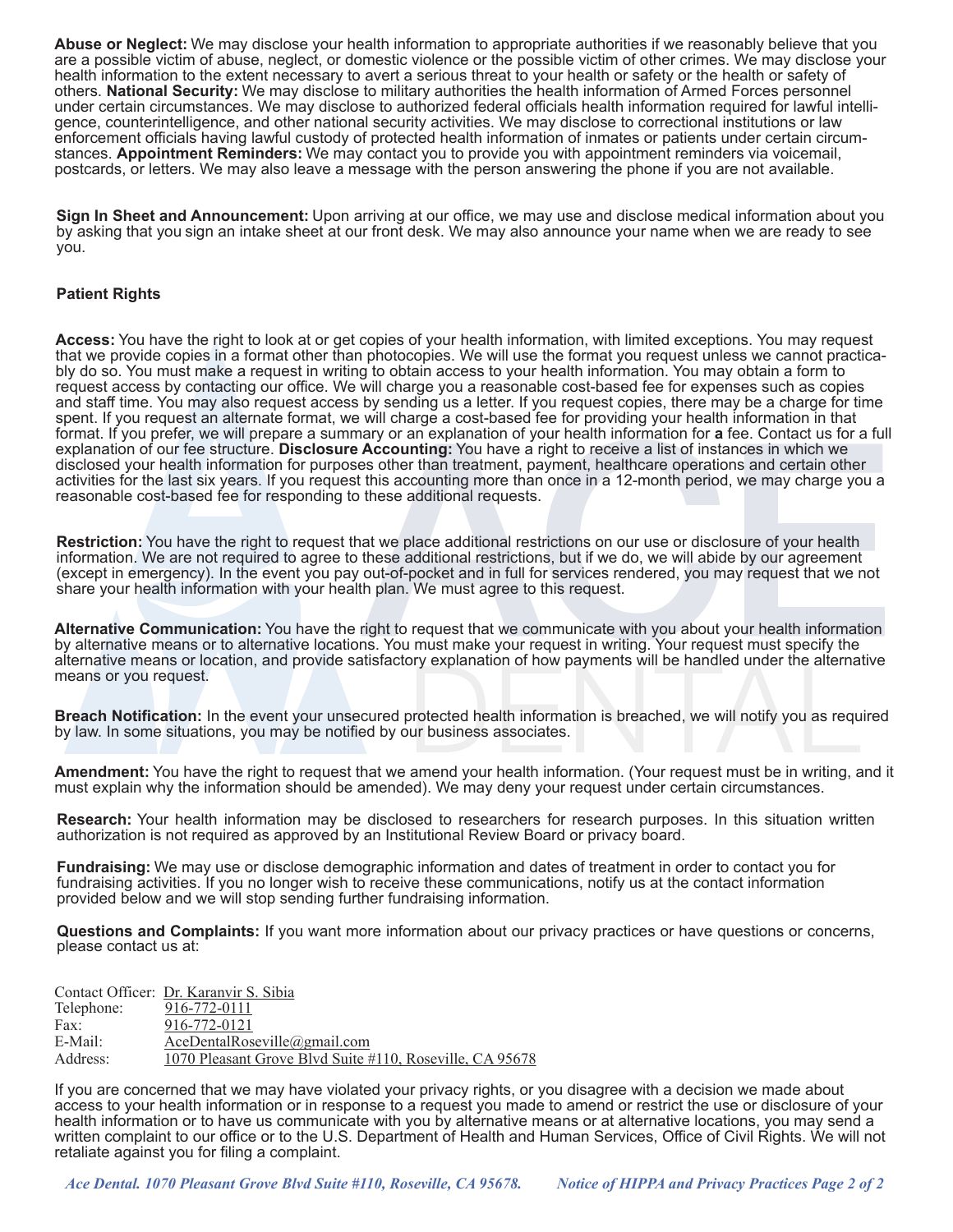**Abuse or Neglect:** We may disclose your health information to appropriate authorities if we reasonably believe that you are a possible victim of abuse, neglect, or domestic violence or the possible victim of other crimes. We may disclose your health information to the extent necessary to avert a serious threat to your health or safety or the health or safety of others. **National Security:** We may disclose to military authorities the health information of Armed Forces personnel under certain circumstances. We may disclose to authorized federal officials health information required for lawful intelligence, counterintelligence, and other national security activities. We may disclose to correctional institutions or law enforcement officials having lawful custody of protected health information of inmates or patients under certain circumstances. **Appointment Reminders:** We may contact you to provide you with appointment reminders via voicemail, postcards, or letters. We may also leave a message with the person answering the phone if you are not available.

**Sign In Sheet and Announcement:** Upon arriving at our office, we may use and disclose medical information about you by asking that you sign an intake sheet at our front desk. We may also announce your name when we are ready to see you.

**Patient Rights**

**Access:** You have the right to look at or get copies of your health information, with limited exceptions. You may request that we provide copies in a format other than photocopies. We will use the format you request unless we cannot practicably do so. You must make a request in writing to obtain access to your health information. You may obtain a form to request access by contacting our office. We will charge you a reasonable cost-based fee for expenses such as copies and staff time. You may also request access by sending us a letter. If you request copies, there may be a charge for time spent. If you request an alternate format, we will charge a cost-based fee for providing your health information in that format. If you prefer, we will prepare a summary or an explanation of your health information for **a** fee. Contact us for a full explanation of our fee structure. **Disclosure Accounting:** You have a right to receive a list of instances in which we disclosed your health information for purposes other than treatment, payment, healthcare operations and certain other activities for the last six years. If you request this accounting more than once in a 12-month period, we may charge you a reasonable cost-based fee for responding to these additional requests.

**Restriction:** You have the right to request that we place additional restrictions on our use or disclosure of your health information. We are not required to agree to these additional restrictions, but if we do, we will abide by our agreement (except in emergency). In the event you pay out-of-pocket and in full for services rendered, you may request that we not share your health information with your health plan. We must agree to this request.

**Alternative Communication:** You have the right to request that we communicate with you about your health information by alternative means or to alternative locations. You must make your request in writing. Your request must specify the alternative means or location, and provide satisfactory explanation of how payments will be handled under the alternative means or you request.

**Breach Notification:** In the event your unsecured protected health information is breached, we will notify you as required by law. In some situations, you may be notified by our business associates.

**Amendment:** You have the right to request that we amend your health information. (Your request must be in writing, and it must explain why the information should be amended). We may deny your request under certain circumstances.

**Research:** Your health information may be disclosed to researchers for research purposes. In this situation written authorization is not required as approved by an Institutional Review Board or privacy board.

**Fundraising:** We may use or disclose demographic information and dates of treatment in order to contact you for fundraising activities. If you no longer wish to receive these communications, notify us at the contact information provided below and we will stop sending further fundraising information.

**Questions and Complaints:** If you want more information about our privacy practices or have questions or concerns, please contact us at:

| | |
|---|---|
| Contact Officer: | Dr. Karanvir S. Sibia |
| Telephone: | 916-772-0111 |
| Fax: | 916-772-0121 |
| E-Mail: | AceDentalRoseville@gmail.com |
| Address: | 1070 Pleasant Grove Blvd Suite #110, Roseville, CA 95678 |

If you are concerned that we may have violated your privacy rights, or you disagree with a decision we made about access to your health information or in response to a request you made to amend or restrict the use or disclosure of your health information or to have us communicate with you by alternative means or at alternative locations, you may send a written complaint to our office or to the U.S. Department of Health and Human Services, Office of Civil Rights. We will not retaliate against you for filing a complaint.